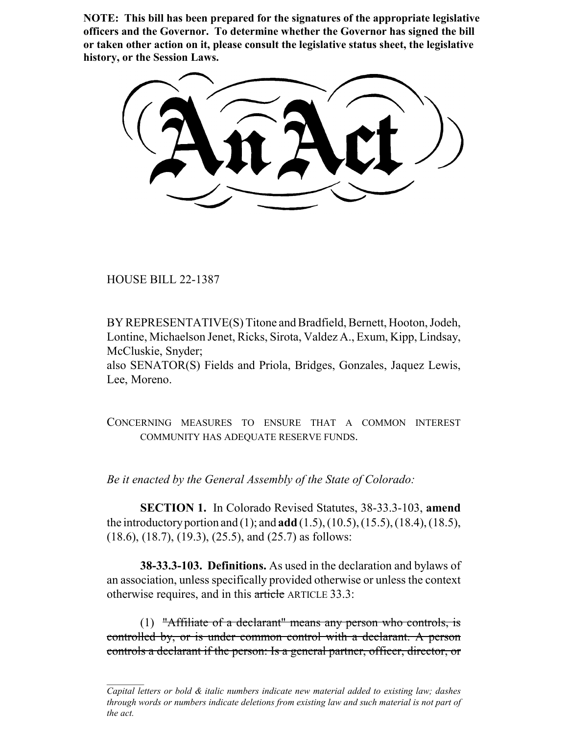**NOTE: This bill has been prepared for the signatures of the appropriate legislative officers and the Governor. To determine whether the Governor has signed the bill or taken other action on it, please consult the legislative status sheet, the legislative history, or the Session Laws.**

# An Act

HOUSE BILL 22-1387

BY REPRESENTATIVE(S) Titone and Bradfield, Bernett, Hooton, Jodeh, Lontine, Michaelson Jenet, Ricks, Sirota, Valdez A., Exum, Kipp, Lindsay, McCluskie, Snyder;
also SENATOR(S) Fields and Priola, Bridges, Gonzales, Jaquez Lewis, Lee, Moreno.

CONCERNING MEASURES TO ENSURE THAT A COMMON INTEREST COMMUNITY HAS ADEQUATE RESERVE FUNDS.

*Be it enacted by the General Assembly of the State of Colorado:*

**SECTION 1.** In Colorado Revised Statutes, 38-33.3-103, **amend** the introductory portion and (1); and **add** (1.5), (10.5), (15.5), (18.4), (18.5), (18.6), (18.7), (19.3), (25.5), and (25.7) as follows:

**38-33.3-103. Definitions.** As used in the declaration and bylaws of an association, unless specifically provided otherwise or unless the context otherwise requires, and in this ~~article~~ ARTICLE 33.3:

(1) ~~"Affiliate of a declarant" means any person who controls, is controlled by, or is under common control with a declarant. A person controls a declarant if the person: Is a general partner, officer, director, or~~

---

*Capital letters or bold & italic numbers indicate new material added to existing law; dashes through words or numbers indicate deletions from existing law and such material is not part of the act.*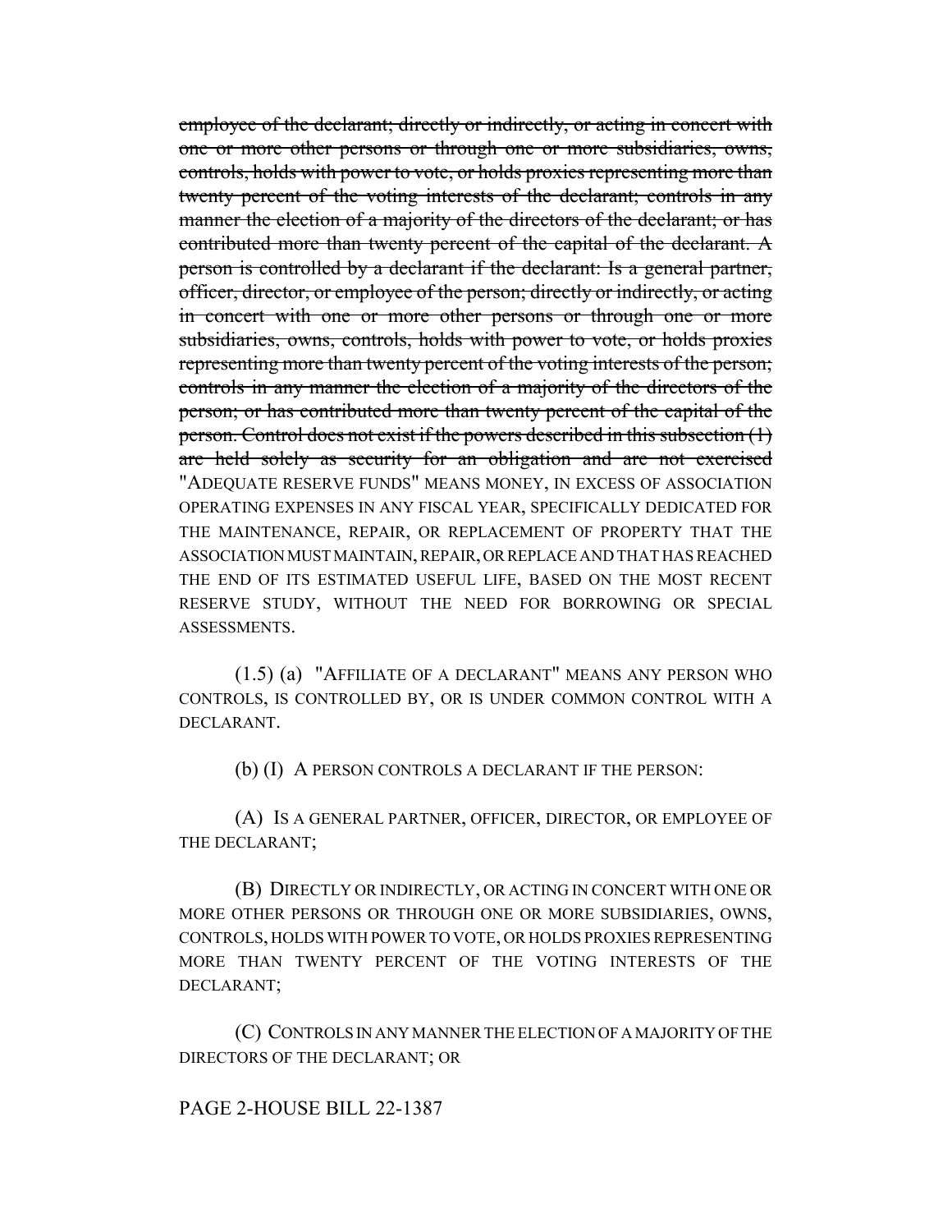~~employee of the declarant; directly or indirectly, or acting in concert with one or more other persons or through one or more subsidiaries, owns, controls, holds with power to vote, or holds proxies representing more than twenty percent of the voting interests of the declarant; controls in any manner the election of a majority of the directors of the declarant; or has contributed more than twenty percent of the capital of the declarant. A person is controlled by a declarant if the declarant: Is a general partner, officer, director, or employee of the person; directly or indirectly, or acting in concert with one or more other persons or through one or more subsidiaries, owns, controls, holds with power to vote, or holds proxies representing more than twenty percent of the voting interests of the person; controls in any manner the election of a majority of the directors of the person; or has contributed more than twenty percent of the capital of the person. Control does not exist if the powers described in this subsection (1) are held solely as security for an obligation and are not exercised~~ "ADEQUATE RESERVE FUNDS" MEANS MONEY, IN EXCESS OF ASSOCIATION OPERATING EXPENSES IN ANY FISCAL YEAR, SPECIFICALLY DEDICATED FOR THE MAINTENANCE, REPAIR, OR REPLACEMENT OF PROPERTY THAT THE ASSOCIATION MUST MAINTAIN, REPAIR, OR REPLACE AND THAT HAS REACHED THE END OF ITS ESTIMATED USEFUL LIFE, BASED ON THE MOST RECENT RESERVE STUDY, WITHOUT THE NEED FOR BORROWING OR SPECIAL ASSESSMENTS.

(1.5) (a) "AFFILIATE OF A DECLARANT" MEANS ANY PERSON WHO CONTROLS, IS CONTROLLED BY, OR IS UNDER COMMON CONTROL WITH A DECLARANT.

(b) (I) A PERSON CONTROLS A DECLARANT IF THE PERSON:

(A) IS A GENERAL PARTNER, OFFICER, DIRECTOR, OR EMPLOYEE OF THE DECLARANT;

(B) DIRECTLY OR INDIRECTLY, OR ACTING IN CONCERT WITH ONE OR MORE OTHER PERSONS OR THROUGH ONE OR MORE SUBSIDIARIES, OWNS, CONTROLS, HOLDS WITH POWER TO VOTE, OR HOLDS PROXIES REPRESENTING MORE THAN TWENTY PERCENT OF THE VOTING INTERESTS OF THE DECLARANT;

(C) CONTROLS IN ANY MANNER THE ELECTION OF A MAJORITY OF THE DIRECTORS OF THE DECLARANT; OR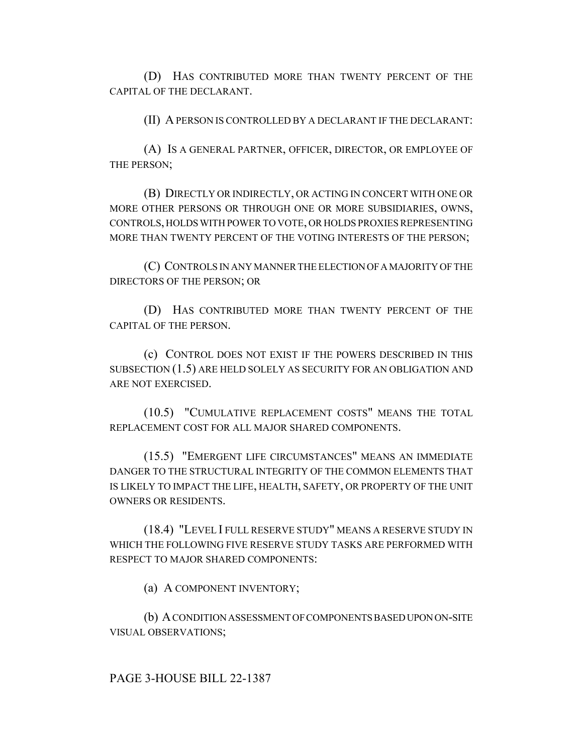(D) HAS CONTRIBUTED MORE THAN TWENTY PERCENT OF THE CAPITAL OF THE DECLARANT.

(II) A PERSON IS CONTROLLED BY A DECLARANT IF THE DECLARANT:

(A) IS A GENERAL PARTNER, OFFICER, DIRECTOR, OR EMPLOYEE OF THE PERSON;

(B) DIRECTLY OR INDIRECTLY, OR ACTING IN CONCERT WITH ONE OR MORE OTHER PERSONS OR THROUGH ONE OR MORE SUBSIDIARIES, OWNS, CONTROLS, HOLDS WITH POWER TO VOTE, OR HOLDS PROXIES REPRESENTING MORE THAN TWENTY PERCENT OF THE VOTING INTERESTS OF THE PERSON;

(C) CONTROLS IN ANY MANNER THE ELECTION OF A MAJORITY OF THE DIRECTORS OF THE PERSON; OR

(D) HAS CONTRIBUTED MORE THAN TWENTY PERCENT OF THE CAPITAL OF THE PERSON.

(c) CONTROL DOES NOT EXIST IF THE POWERS DESCRIBED IN THIS SUBSECTION (1.5) ARE HELD SOLELY AS SECURITY FOR AN OBLIGATION AND ARE NOT EXERCISED.

(10.5) "CUMULATIVE REPLACEMENT COSTS" MEANS THE TOTAL REPLACEMENT COST FOR ALL MAJOR SHARED COMPONENTS.

(15.5) "EMERGENT LIFE CIRCUMSTANCES" MEANS AN IMMEDIATE DANGER TO THE STRUCTURAL INTEGRITY OF THE COMMON ELEMENTS THAT IS LIKELY TO IMPACT THE LIFE, HEALTH, SAFETY, OR PROPERTY OF THE UNIT OWNERS OR RESIDENTS.

(18.4) "LEVEL I FULL RESERVE STUDY" MEANS A RESERVE STUDY IN WHICH THE FOLLOWING FIVE RESERVE STUDY TASKS ARE PERFORMED WITH RESPECT TO MAJOR SHARED COMPONENTS:

(a) A COMPONENT INVENTORY;

(b) A CONDITION ASSESSMENT OF COMPONENTS BASED UPON ON-SITE VISUAL OBSERVATIONS;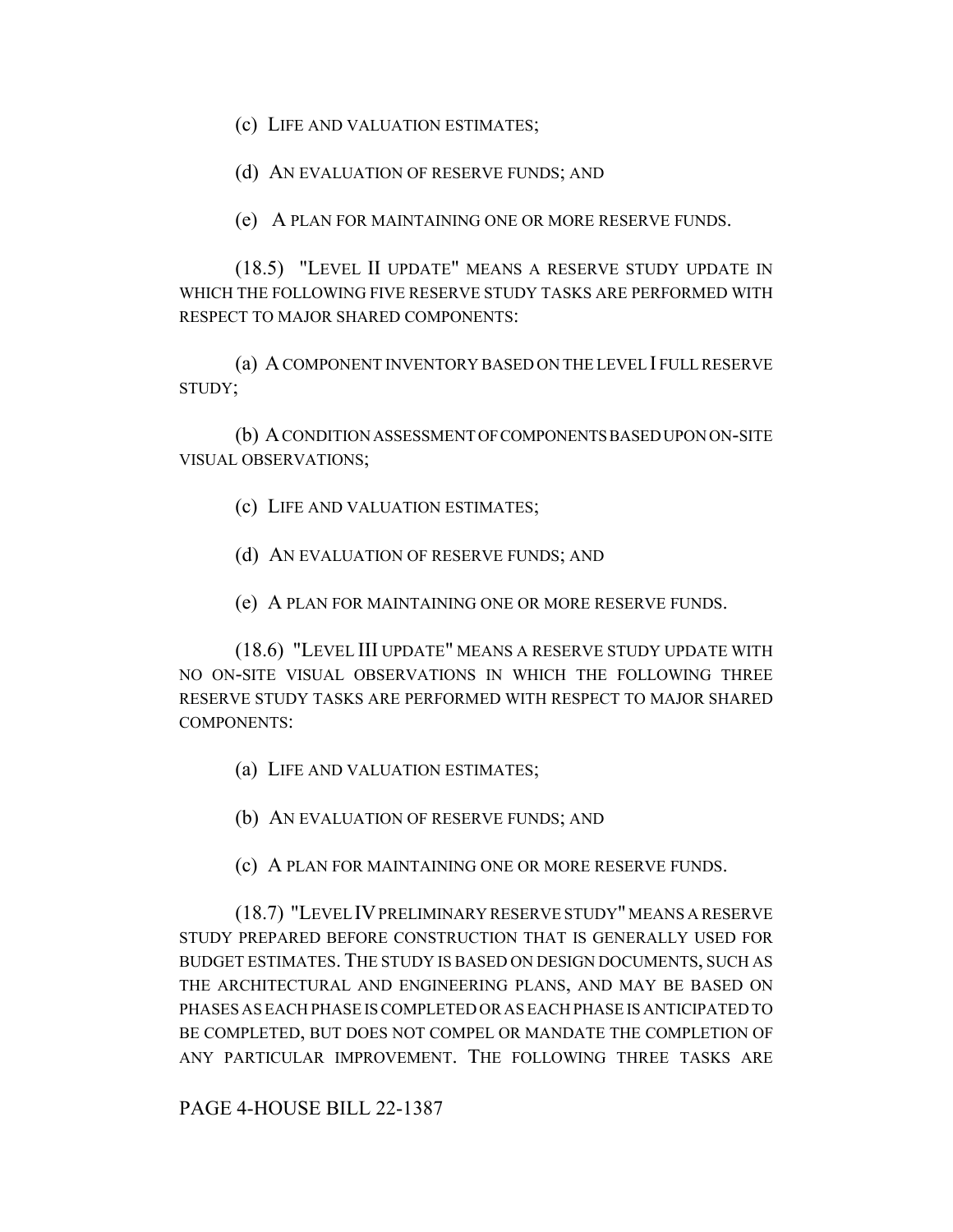(c) LIFE AND VALUATION ESTIMATES;

(d) AN EVALUATION OF RESERVE FUNDS; AND

(e) A PLAN FOR MAINTAINING ONE OR MORE RESERVE FUNDS.

(18.5) "LEVEL II UPDATE" MEANS A RESERVE STUDY UPDATE IN WHICH THE FOLLOWING FIVE RESERVE STUDY TASKS ARE PERFORMED WITH RESPECT TO MAJOR SHARED COMPONENTS:

(a) A COMPONENT INVENTORY BASED ON THE LEVEL I FULL RESERVE STUDY;

(b) A CONDITION ASSESSMENT OF COMPONENTS BASED UPON ON-SITE VISUAL OBSERVATIONS;

(c) LIFE AND VALUATION ESTIMATES;

(d) AN EVALUATION OF RESERVE FUNDS; AND

(e) A PLAN FOR MAINTAINING ONE OR MORE RESERVE FUNDS.

(18.6) "LEVEL III UPDATE" MEANS A RESERVE STUDY UPDATE WITH NO ON-SITE VISUAL OBSERVATIONS IN WHICH THE FOLLOWING THREE RESERVE STUDY TASKS ARE PERFORMED WITH RESPECT TO MAJOR SHARED COMPONENTS:

(a) LIFE AND VALUATION ESTIMATES;

(b) AN EVALUATION OF RESERVE FUNDS; AND

(c) A PLAN FOR MAINTAINING ONE OR MORE RESERVE FUNDS.

(18.7) "LEVEL IV PRELIMINARY RESERVE STUDY" MEANS A RESERVE STUDY PREPARED BEFORE CONSTRUCTION THAT IS GENERALLY USED FOR BUDGET ESTIMATES. THE STUDY IS BASED ON DESIGN DOCUMENTS, SUCH AS THE ARCHITECTURAL AND ENGINEERING PLANS, AND MAY BE BASED ON PHASES AS EACH PHASE IS COMPLETED OR AS EACH PHASE IS ANTICIPATED TO BE COMPLETED, BUT DOES NOT COMPEL OR MANDATE THE COMPLETION OF ANY PARTICULAR IMPROVEMENT. THE FOLLOWING THREE TASKS ARE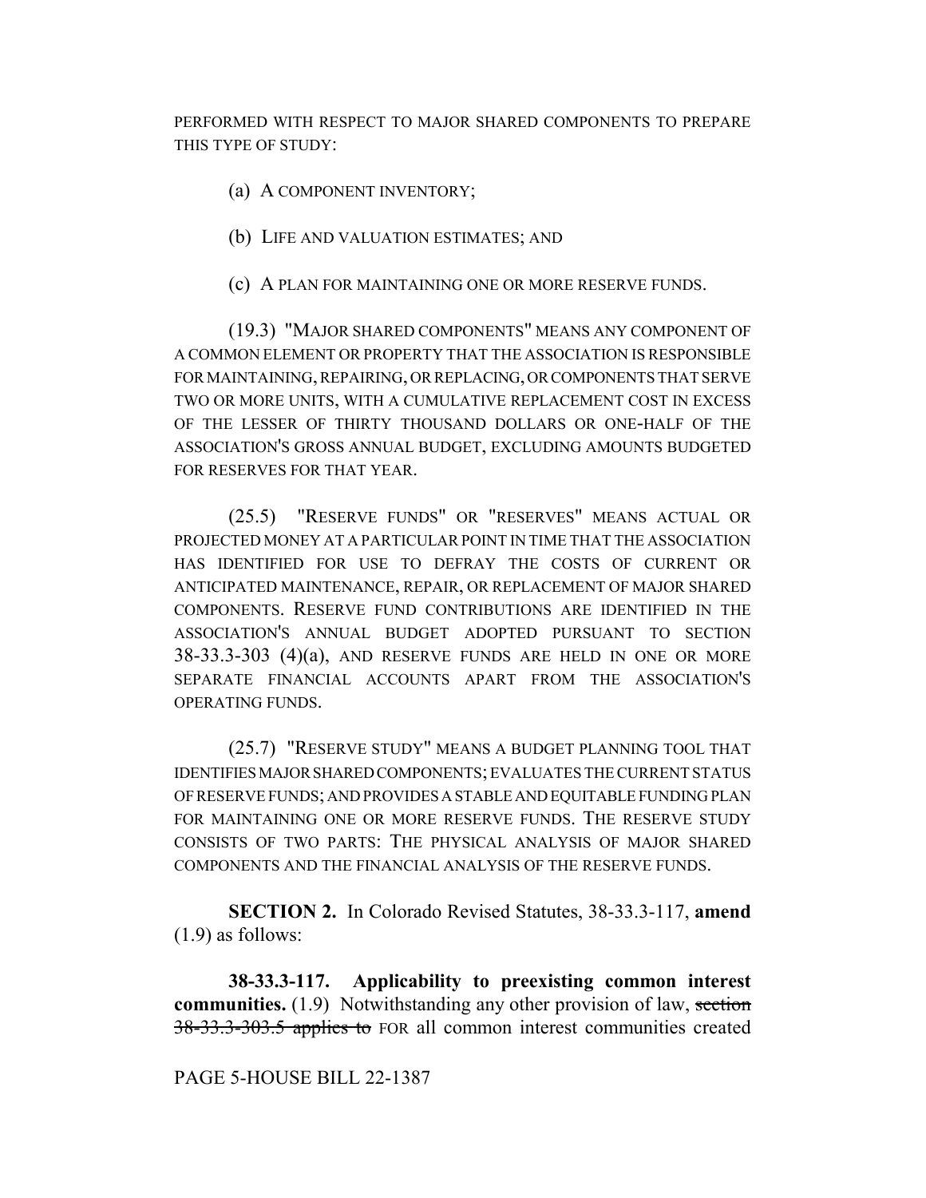PERFORMED WITH RESPECT TO MAJOR SHARED COMPONENTS TO PREPARE THIS TYPE OF STUDY:

(a) A COMPONENT INVENTORY;

(b) LIFE AND VALUATION ESTIMATES; AND

(c) A PLAN FOR MAINTAINING ONE OR MORE RESERVE FUNDS.

(19.3) "MAJOR SHARED COMPONENTS" MEANS ANY COMPONENT OF A COMMON ELEMENT OR PROPERTY THAT THE ASSOCIATION IS RESPONSIBLE FOR MAINTAINING, REPAIRING, OR REPLACING, OR COMPONENTS THAT SERVE TWO OR MORE UNITS, WITH A CUMULATIVE REPLACEMENT COST IN EXCESS OF THE LESSER OF THIRTY THOUSAND DOLLARS OR ONE-HALF OF THE ASSOCIATION'S GROSS ANNUAL BUDGET, EXCLUDING AMOUNTS BUDGETED FOR RESERVES FOR THAT YEAR.

(25.5) "RESERVE FUNDS" OR "RESERVES" MEANS ACTUAL OR PROJECTED MONEY AT A PARTICULAR POINT IN TIME THAT THE ASSOCIATION HAS IDENTIFIED FOR USE TO DEFRAY THE COSTS OF CURRENT OR ANTICIPATED MAINTENANCE, REPAIR, OR REPLACEMENT OF MAJOR SHARED COMPONENTS. RESERVE FUND CONTRIBUTIONS ARE IDENTIFIED IN THE ASSOCIATION'S ANNUAL BUDGET ADOPTED PURSUANT TO SECTION 38-33.3-303 (4)(a), AND RESERVE FUNDS ARE HELD IN ONE OR MORE SEPARATE FINANCIAL ACCOUNTS APART FROM THE ASSOCIATION'S OPERATING FUNDS.

(25.7) "RESERVE STUDY" MEANS A BUDGET PLANNING TOOL THAT IDENTIFIES MAJOR SHARED COMPONENTS; EVALUATES THE CURRENT STATUS OF RESERVE FUNDS; AND PROVIDES A STABLE AND EQUITABLE FUNDING PLAN FOR MAINTAINING ONE OR MORE RESERVE FUNDS. THE RESERVE STUDY CONSISTS OF TWO PARTS: THE PHYSICAL ANALYSIS OF MAJOR SHARED COMPONENTS AND THE FINANCIAL ANALYSIS OF THE RESERVE FUNDS.

**SECTION 2.** In Colorado Revised Statutes, 38-33.3-117, **amend** (1.9) as follows:

**38-33.3-117. Applicability to preexisting common interest communities.** (1.9) Notwithstanding any other provision of law, ~~section 38-33.3-303.5 applies to~~ FOR all common interest communities created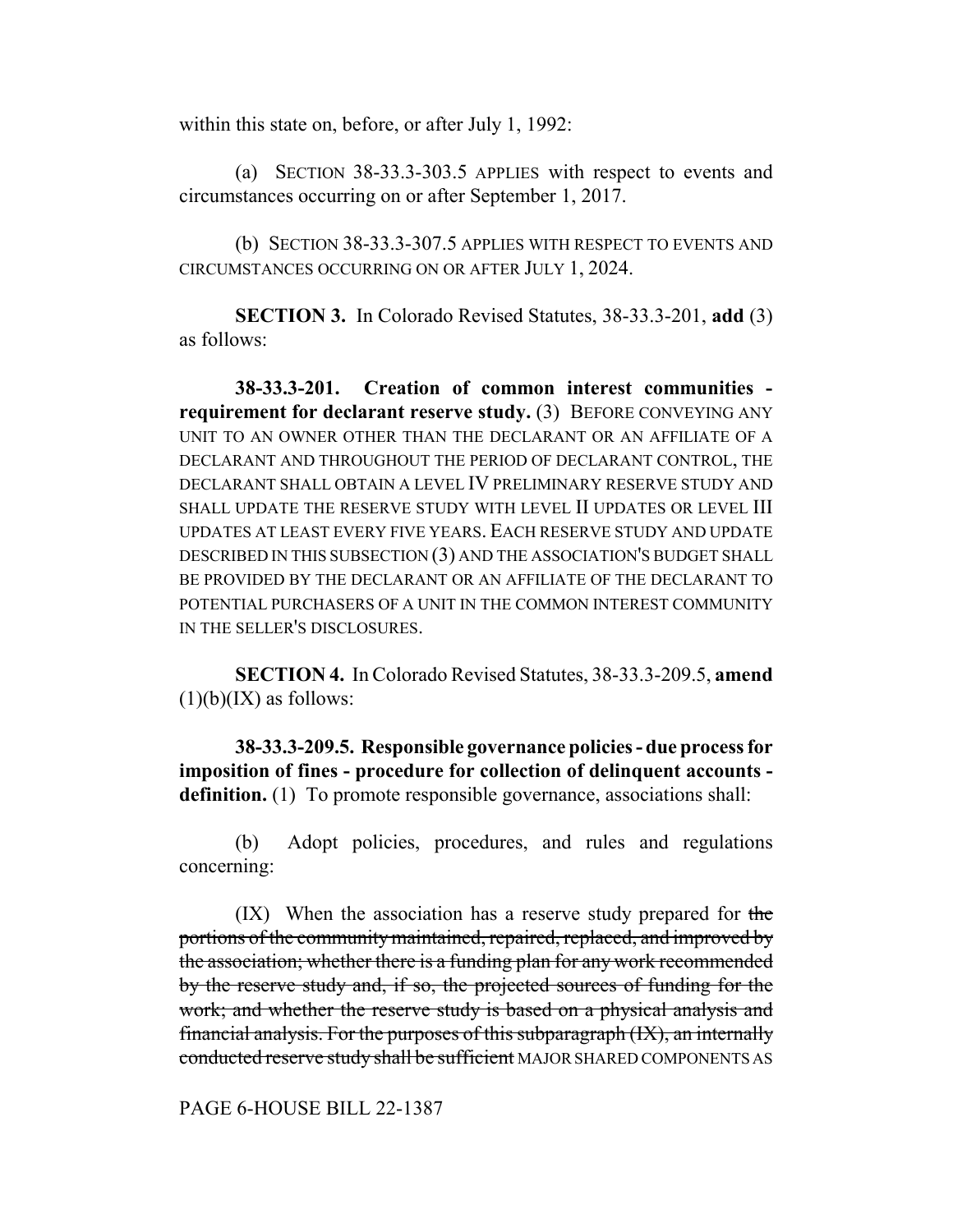within this state on, before, or after July 1, 1992:

(a) SECTION 38-33.3-303.5 APPLIES with respect to events and circumstances occurring on or after September 1, 2017.

(b) SECTION 38-33.3-307.5 APPLIES WITH RESPECT TO EVENTS AND CIRCUMSTANCES OCCURRING ON OR AFTER JULY 1, 2024.

**SECTION 3.** In Colorado Revised Statutes, 38-33.3-201, **add** (3) as follows:

**38-33.3-201. Creation of common interest communities - requirement for declarant reserve study.** (3) BEFORE CONVEYING ANY UNIT TO AN OWNER OTHER THAN THE DECLARANT OR AN AFFILIATE OF A DECLARANT AND THROUGHOUT THE PERIOD OF DECLARANT CONTROL, THE DECLARANT SHALL OBTAIN A LEVEL IV PRELIMINARY RESERVE STUDY AND SHALL UPDATE THE RESERVE STUDY WITH LEVEL II UPDATES OR LEVEL III UPDATES AT LEAST EVERY FIVE YEARS. EACH RESERVE STUDY AND UPDATE DESCRIBED IN THIS SUBSECTION (3) AND THE ASSOCIATION'S BUDGET SHALL BE PROVIDED BY THE DECLARANT OR AN AFFILIATE OF THE DECLARANT TO POTENTIAL PURCHASERS OF A UNIT IN THE COMMON INTEREST COMMUNITY IN THE SELLER'S DISCLOSURES.

**SECTION 4.** In Colorado Revised Statutes, 38-33.3-209.5, **amend** (1)(b)(IX) as follows:

**38-33.3-209.5. Responsible governance policies - due process for imposition of fines - procedure for collection of delinquent accounts - definition.** (1) To promote responsible governance, associations shall:

(b) Adopt policies, procedures, and rules and regulations concerning:

(IX) When the association has a reserve study prepared for ~~the portions of the community maintained, repaired, replaced, and improved by the association; whether there is a funding plan for any work recommended by the reserve study and, if so, the projected sources of funding for the work; and whether the reserve study is based on a physical analysis and financial analysis. For the purposes of this subparagraph (IX), an internally conducted reserve study shall be sufficient~~ MAJOR SHARED COMPONENTS AS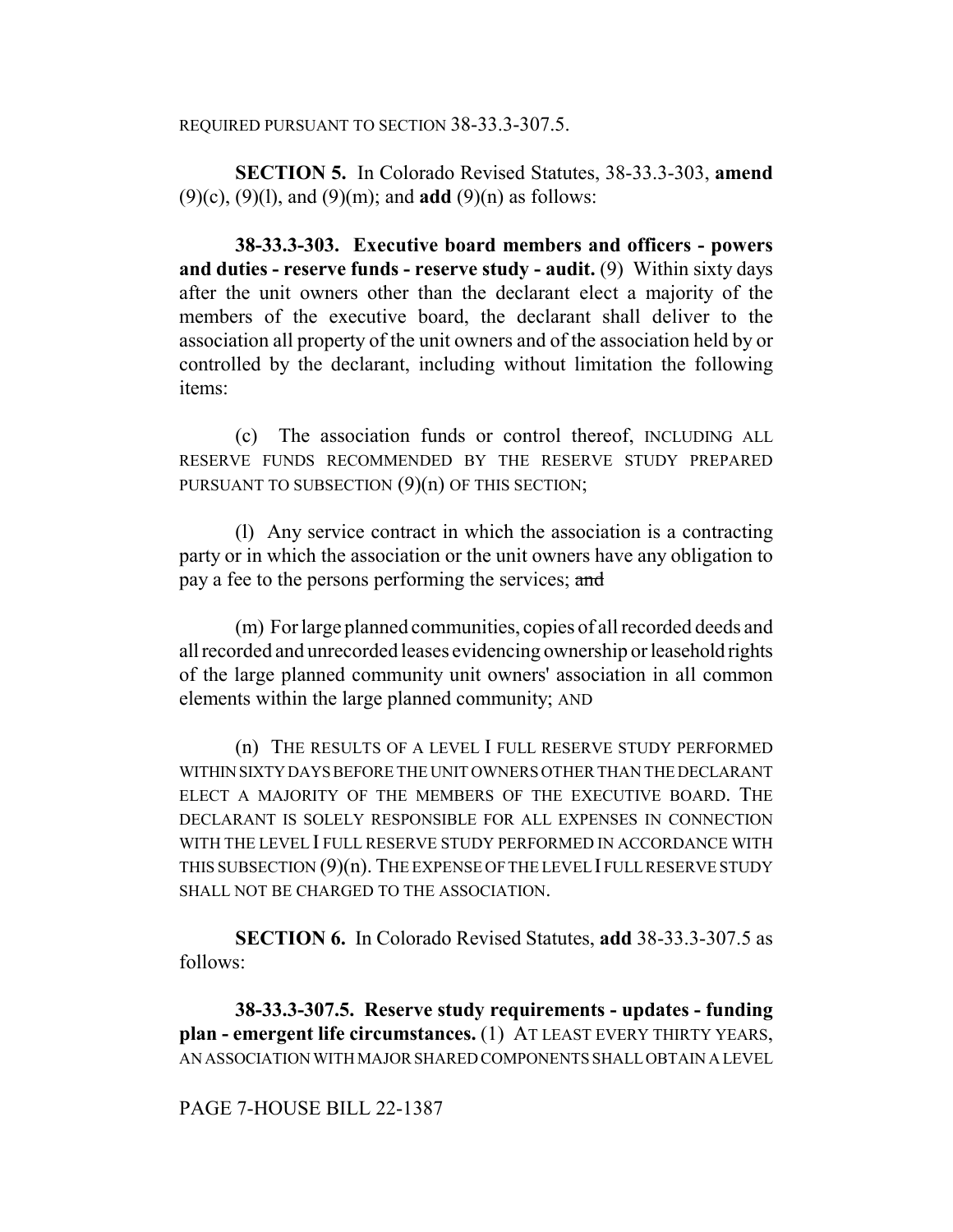REQUIRED PURSUANT TO SECTION 38-33.3-307.5.

**SECTION 5.** In Colorado Revised Statutes, 38-33.3-303, **amend** (9)(c), (9)(l), and (9)(m); and **add** (9)(n) as follows:

**38-33.3-303. Executive board members and officers - powers and duties - reserve funds - reserve study - audit.** (9) Within sixty days after the unit owners other than the declarant elect a majority of the members of the executive board, the declarant shall deliver to the association all property of the unit owners and of the association held by or controlled by the declarant, including without limitation the following items:

(c) The association funds or control thereof, INCLUDING ALL RESERVE FUNDS RECOMMENDED BY THE RESERVE STUDY PREPARED PURSUANT TO SUBSECTION (9)(n) OF THIS SECTION;

(l) Any service contract in which the association is a contracting party or in which the association or the unit owners have any obligation to pay a fee to the persons performing the services; ~~and~~

(m) For large planned communities, copies of all recorded deeds and all recorded and unrecorded leases evidencing ownership or leasehold rights of the large planned community unit owners' association in all common elements within the large planned community; AND

(n) THE RESULTS OF A LEVEL I FULL RESERVE STUDY PERFORMED WITHIN SIXTY DAYS BEFORE THE UNIT OWNERS OTHER THAN THE DECLARANT ELECT A MAJORITY OF THE MEMBERS OF THE EXECUTIVE BOARD. THE DECLARANT IS SOLELY RESPONSIBLE FOR ALL EXPENSES IN CONNECTION WITH THE LEVEL I FULL RESERVE STUDY PERFORMED IN ACCORDANCE WITH THIS SUBSECTION (9)(n). THE EXPENSE OF THE LEVEL I FULL RESERVE STUDY SHALL NOT BE CHARGED TO THE ASSOCIATION.

**SECTION 6.** In Colorado Revised Statutes, **add** 38-33.3-307.5 as follows:

**38-33.3-307.5. Reserve study requirements - updates - funding plan - emergent life circumstances.** (1) AT LEAST EVERY THIRTY YEARS, AN ASSOCIATION WITH MAJOR SHARED COMPONENTS SHALL OBTAIN A LEVEL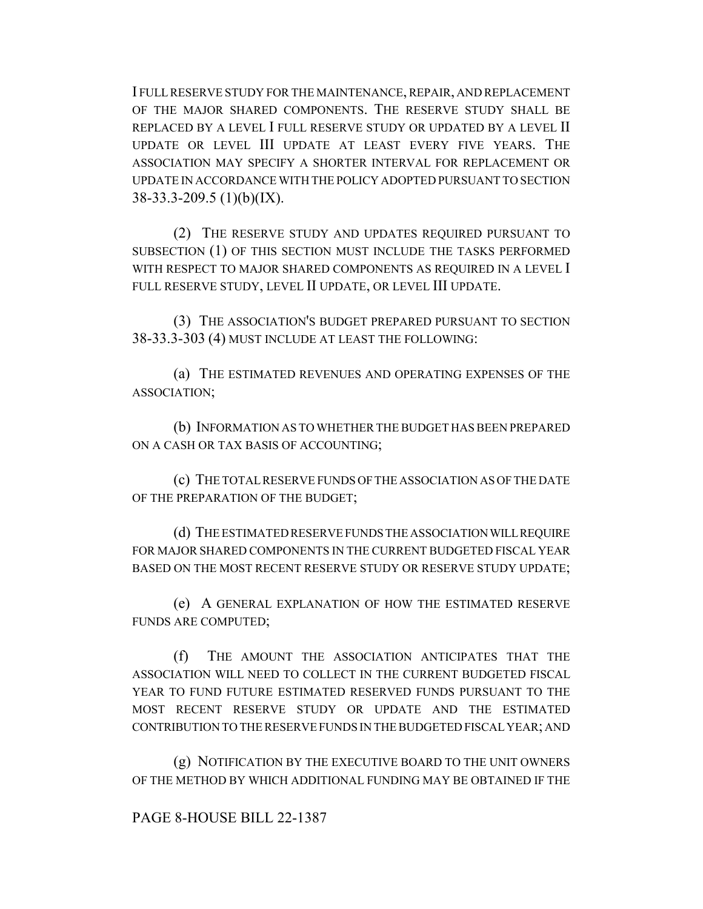I FULL RESERVE STUDY FOR THE MAINTENANCE, REPAIR, AND REPLACEMENT OF THE MAJOR SHARED COMPONENTS. THE RESERVE STUDY SHALL BE REPLACED BY A LEVEL I FULL RESERVE STUDY OR UPDATED BY A LEVEL II UPDATE OR LEVEL III UPDATE AT LEAST EVERY FIVE YEARS. THE ASSOCIATION MAY SPECIFY A SHORTER INTERVAL FOR REPLACEMENT OR UPDATE IN ACCORDANCE WITH THE POLICY ADOPTED PURSUANT TO SECTION 38-33.3-209.5 (1)(b)(IX).

(2) THE RESERVE STUDY AND UPDATES REQUIRED PURSUANT TO SUBSECTION (1) OF THIS SECTION MUST INCLUDE THE TASKS PERFORMED WITH RESPECT TO MAJOR SHARED COMPONENTS AS REQUIRED IN A LEVEL I FULL RESERVE STUDY, LEVEL II UPDATE, OR LEVEL III UPDATE.

(3) THE ASSOCIATION'S BUDGET PREPARED PURSUANT TO SECTION 38-33.3-303 (4) MUST INCLUDE AT LEAST THE FOLLOWING:

(a) THE ESTIMATED REVENUES AND OPERATING EXPENSES OF THE ASSOCIATION;

(b) INFORMATION AS TO WHETHER THE BUDGET HAS BEEN PREPARED ON A CASH OR TAX BASIS OF ACCOUNTING;

(c) THE TOTAL RESERVE FUNDS OF THE ASSOCIATION AS OF THE DATE OF THE PREPARATION OF THE BUDGET;

(d) THE ESTIMATED RESERVE FUNDS THE ASSOCIATION WILL REQUIRE FOR MAJOR SHARED COMPONENTS IN THE CURRENT BUDGETED FISCAL YEAR BASED ON THE MOST RECENT RESERVE STUDY OR RESERVE STUDY UPDATE;

(e) A GENERAL EXPLANATION OF HOW THE ESTIMATED RESERVE FUNDS ARE COMPUTED;

(f) THE AMOUNT THE ASSOCIATION ANTICIPATES THAT THE ASSOCIATION WILL NEED TO COLLECT IN THE CURRENT BUDGETED FISCAL YEAR TO FUND FUTURE ESTIMATED RESERVED FUNDS PURSUANT TO THE MOST RECENT RESERVE STUDY OR UPDATE AND THE ESTIMATED CONTRIBUTION TO THE RESERVE FUNDS IN THE BUDGETED FISCAL YEAR; AND

(g) NOTIFICATION BY THE EXECUTIVE BOARD TO THE UNIT OWNERS OF THE METHOD BY WHICH ADDITIONAL FUNDING MAY BE OBTAINED IF THE

PAGE 8-HOUSE BILL 22-1387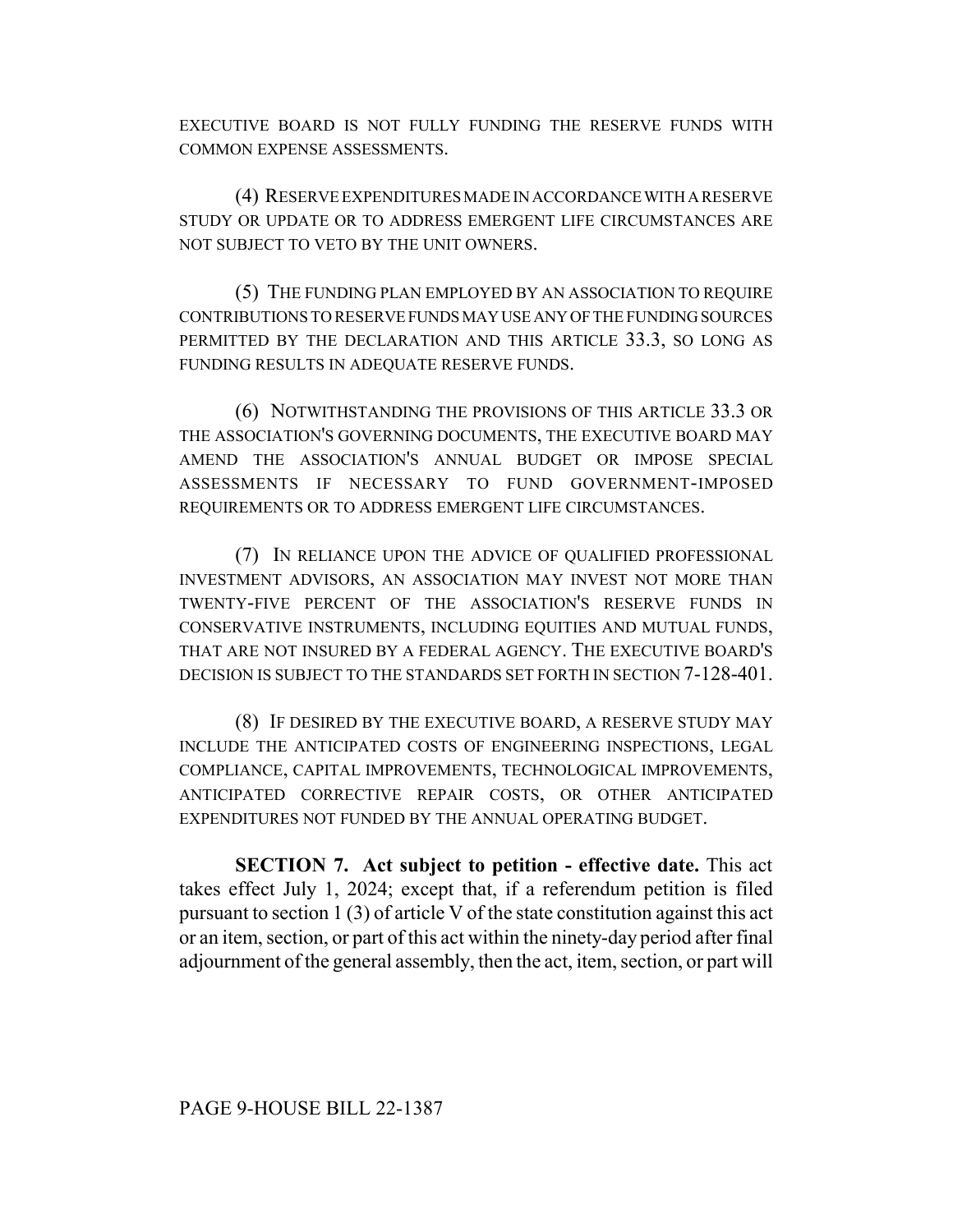EXECUTIVE BOARD IS NOT FULLY FUNDING THE RESERVE FUNDS WITH COMMON EXPENSE ASSESSMENTS.

(4) RESERVE EXPENDITURES MADE IN ACCORDANCE WITH A RESERVE STUDY OR UPDATE OR TO ADDRESS EMERGENT LIFE CIRCUMSTANCES ARE NOT SUBJECT TO VETO BY THE UNIT OWNERS.

(5) THE FUNDING PLAN EMPLOYED BY AN ASSOCIATION TO REQUIRE CONTRIBUTIONS TO RESERVE FUNDS MAY USE ANY OF THE FUNDING SOURCES PERMITTED BY THE DECLARATION AND THIS ARTICLE 33.3, SO LONG AS FUNDING RESULTS IN ADEQUATE RESERVE FUNDS.

(6) NOTWITHSTANDING THE PROVISIONS OF THIS ARTICLE 33.3 OR THE ASSOCIATION'S GOVERNING DOCUMENTS, THE EXECUTIVE BOARD MAY AMEND THE ASSOCIATION'S ANNUAL BUDGET OR IMPOSE SPECIAL ASSESSMENTS IF NECESSARY TO FUND GOVERNMENT-IMPOSED REQUIREMENTS OR TO ADDRESS EMERGENT LIFE CIRCUMSTANCES.

(7) IN RELIANCE UPON THE ADVICE OF QUALIFIED PROFESSIONAL INVESTMENT ADVISORS, AN ASSOCIATION MAY INVEST NOT MORE THAN TWENTY-FIVE PERCENT OF THE ASSOCIATION'S RESERVE FUNDS IN CONSERVATIVE INSTRUMENTS, INCLUDING EQUITIES AND MUTUAL FUNDS, THAT ARE NOT INSURED BY A FEDERAL AGENCY. THE EXECUTIVE BOARD'S DECISION IS SUBJECT TO THE STANDARDS SET FORTH IN SECTION 7-128-401.

(8) IF DESIRED BY THE EXECUTIVE BOARD, A RESERVE STUDY MAY INCLUDE THE ANTICIPATED COSTS OF ENGINEERING INSPECTIONS, LEGAL COMPLIANCE, CAPITAL IMPROVEMENTS, TECHNOLOGICAL IMPROVEMENTS, ANTICIPATED CORRECTIVE REPAIR COSTS, OR OTHER ANTICIPATED EXPENDITURES NOT FUNDED BY THE ANNUAL OPERATING BUDGET.

**SECTION 7. Act subject to petition - effective date.** This act takes effect July 1, 2024; except that, if a referendum petition is filed pursuant to section 1 (3) of article V of the state constitution against this act or an item, section, or part of this act within the ninety-day period after final adjournment of the general assembly, then the act, item, section, or part will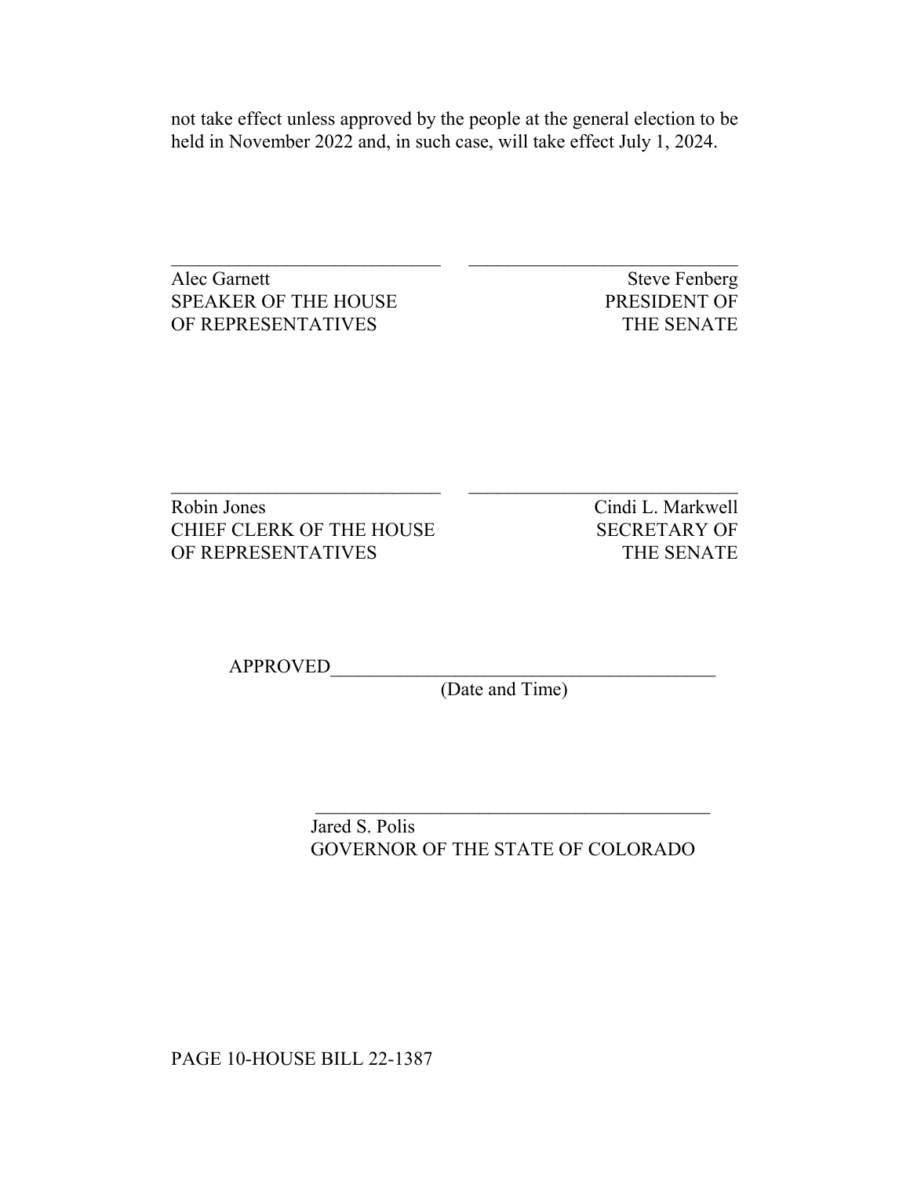not take effect unless approved by the people at the general election to be held in November 2022 and, in such case, will take effect July 1, 2024.

| | |
|---|---|
| ____________________________ | ____________________________ |
| Alec Garnett<br>SPEAKER OF THE HOUSE<br>OF REPRESENTATIVES | Steve Fenberg<br>PRESIDENT OF<br>THE SENATE |

| | |
|---|---|
| ____________________________ | ____________________________ |
| Robin Jones<br>CHIEF CLERK OF THE HOUSE<br>OF REPRESENTATIVES | Cindi L. Markwell<br>SECRETARY OF<br>THE SENATE |

APPROVED________________________________________
(Date and Time)

_________________________________________
Jared S. Polis
GOVERNOR OF THE STATE OF COLORADO

PAGE 10-HOUSE BILL 22-1387